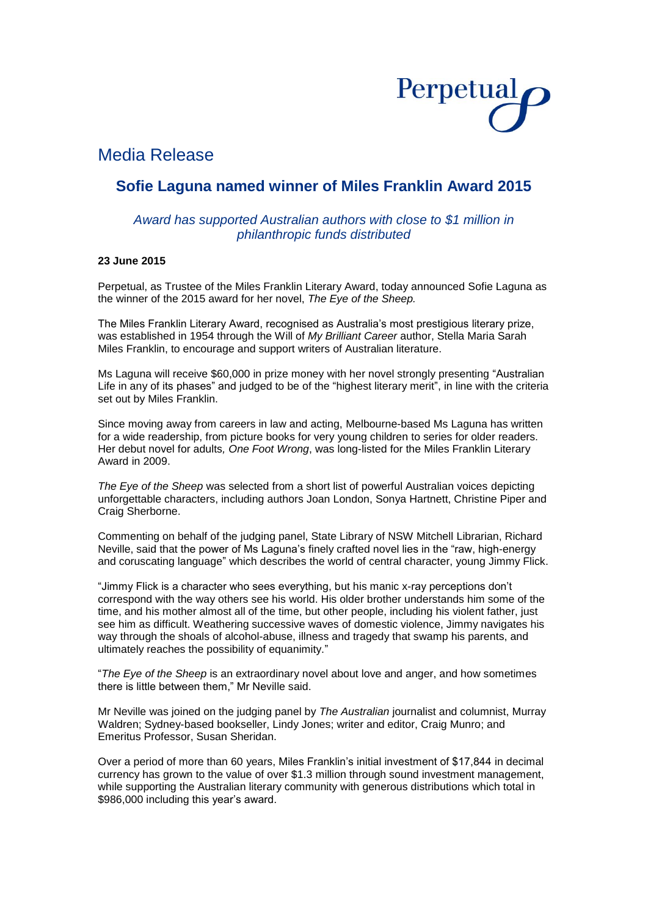Perpetual

# Media Release

## Sofie Laguna named winner of Miles Franklin Award 2015

*Award has supported Australian authors with close to $1 million in philanthropic funds distributed*

**23 June 2015**

Perpetual, as Trustee of the Miles Franklin Literary Award, today announced Sofie Laguna as the winner of the 2015 award for her novel, *The Eye of the Sheep.*

The Miles Franklin Literary Award, recognised as Australia's most prestigious literary prize, was established in 1954 through the Will of *My Brilliant Career* author, Stella Maria Sarah Miles Franklin, to encourage and support writers of Australian literature.

Ms Laguna will receive $60,000 in prize money with her novel strongly presenting "Australian Life in any of its phases" and judged to be of the "highest literary merit", in line with the criteria set out by Miles Franklin.

Since moving away from careers in law and acting, Melbourne-based Ms Laguna has written for a wide readership, from picture books for very young children to series for older readers. Her debut novel for adults, *One Foot Wrong*, was long-listed for the Miles Franklin Literary Award in 2009.

*The Eye of the Sheep* was selected from a short list of powerful Australian voices depicting unforgettable characters, including authors Joan London, Sonya Hartnett, Christine Piper and Craig Sherborne.

Commenting on behalf of the judging panel, State Library of NSW Mitchell Librarian, Richard Neville, said that the power of Ms Laguna's finely crafted novel lies in the "raw, high-energy and coruscating language" which describes the world of central character, young Jimmy Flick.

"Jimmy Flick is a character who sees everything, but his manic x-ray perceptions don't correspond with the way others see his world. His older brother understands him some of the time, and his mother almost all of the time, but other people, including his violent father, just see him as difficult. Weathering successive waves of domestic violence, Jimmy navigates his way through the shoals of alcohol-abuse, illness and tragedy that swamp his parents, and ultimately reaches the possibility of equanimity."

"*The Eye of the Sheep* is an extraordinary novel about love and anger, and how sometimes there is little between them," Mr Neville said.

Mr Neville was joined on the judging panel by *The Australian* journalist and columnist, Murray Waldren; Sydney-based bookseller, Lindy Jones; writer and editor, Craig Munro; and Emeritus Professor, Susan Sheridan.

Over a period of more than 60 years, Miles Franklin's initial investment of $17,844 in decimal currency has grown to the value of over $1.3 million through sound investment management, while supporting the Australian literary community with generous distributions which total in $986,000 including this year's award.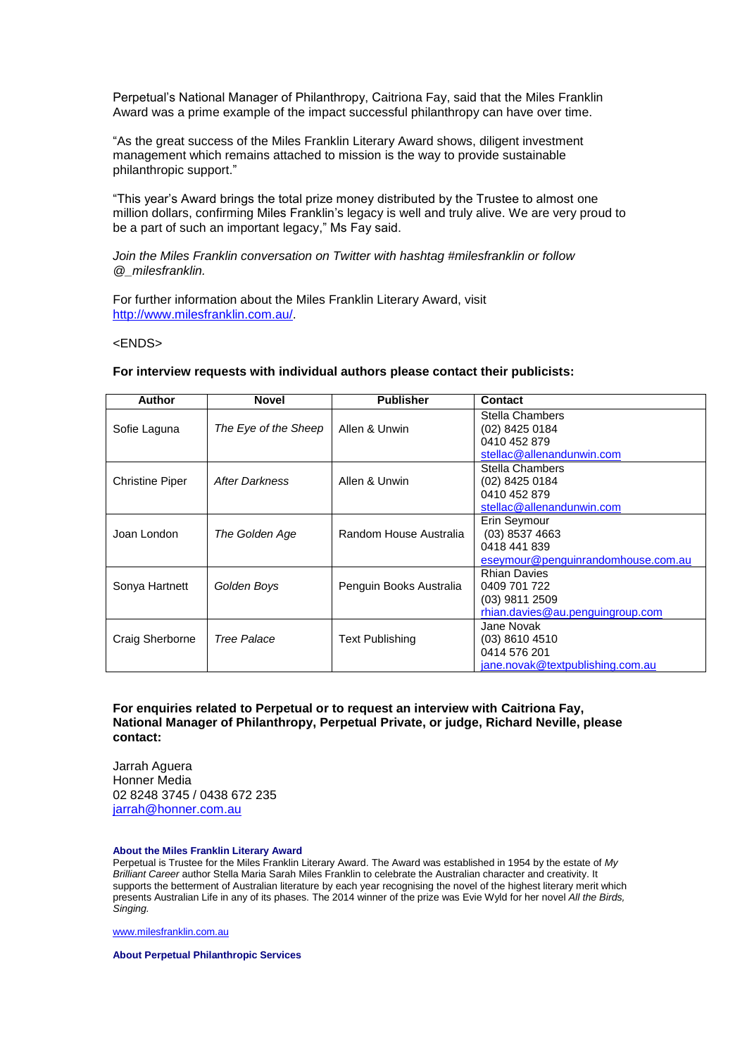Perpetual's National Manager of Philanthropy, Caitriona Fay, said that the Miles Franklin Award was a prime example of the impact successful philanthropy can have over time.

"As the great success of the Miles Franklin Literary Award shows, diligent investment management which remains attached to mission is the way to provide sustainable philanthropic support."

"This year's Award brings the total prize money distributed by the Trustee to almost one million dollars, confirming Miles Franklin's legacy is well and truly alive. We are very proud to be a part of such an important legacy," Ms Fay said.

*Join the Miles Franklin conversation on Twitter with hashtag #milesfranklin or follow @_milesfranklin.*

For further information about the Miles Franklin Literary Award, visit http://www.milesfranklin.com.au/.

<ENDS>

**For interview requests with individual authors please contact their publicists:**

| Author | Novel | Publisher | Contact |
|---|---|---|---|
| Sofie Laguna | *The Eye of the Sheep* | Allen & Unwin | Stella Chambers<br>(02) 8425 0184<br>0410 452 879<br>stellac@allenandunwin.com |
| Christine Piper | *After Darkness* | Allen & Unwin | Stella Chambers<br>(02) 8425 0184<br>0410 452 879<br>stellac@allenandunwin.com |
| Joan London | *The Golden Age* | Random House Australia | Erin Seymour<br>(03) 8537 4663<br>0418 441 839<br>eseymour@penguinrandomhouse.com.au |
| Sonya Hartnett | *Golden Boys* | Penguin Books Australia | Rhian Davies<br>0409 701 722<br>(03) 9811 2509<br>rhian.davies@au.penguingroup.com |
| Craig Sherborne | *Tree Palace* | Text Publishing | Jane Novak<br>(03) 8610 4510<br>0414 576 201<br>jane.novak@textpublishing.com.au |

**For enquiries related to Perpetual or to request an interview with Caitriona Fay, National Manager of Philanthropy, Perpetual Private, or judge, Richard Neville, please contact:**

Jarrah Aguera
Honner Media
02 8248 3745 / 0438 672 235
jarrah@honner.com.au

**About the Miles Franklin Literary Award**

Perpetual is Trustee for the Miles Franklin Literary Award. The Award was established in 1954 by the estate of *My Brilliant Career* author Stella Maria Sarah Miles Franklin to celebrate the Australian character and creativity. It supports the betterment of Australian literature by each year recognising the novel of the highest literary merit which presents Australian Life in any of its phases. The 2014 winner of the prize was Evie Wyld for her novel *All the Birds, Singing.*

www.milesfranklin.com.au

**About Perpetual Philanthropic Services**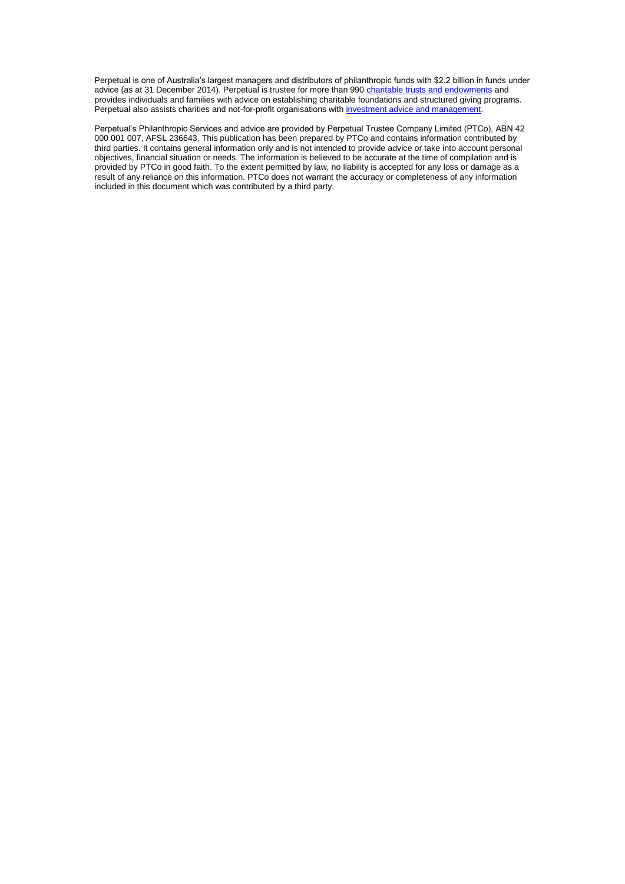Perpetual is one of Australia's largest managers and distributors of philanthropic funds with $2.2 billion in funds under advice (as at 31 December 2014). Perpetual is trustee for more than 990 charitable trusts and endowments and provides individuals and families with advice on establishing charitable foundations and structured giving programs. Perpetual also assists charities and not-for-profit organisations with investment advice and management.

Perpetual's Philanthropic Services and advice are provided by Perpetual Trustee Company Limited (PTCo), ABN 42 000 001 007, AFSL 236643. This publication has been prepared by PTCo and contains information contributed by third parties. It contains general information only and is not intended to provide advice or take into account personal objectives, financial situation or needs. The information is believed to be accurate at the time of compilation and is provided by PTCo in good faith. To the extent permitted by law, no liability is accepted for any loss or damage as a result of any reliance on this information. PTCo does not warrant the accuracy or completeness of any information included in this document which was contributed by a third party.